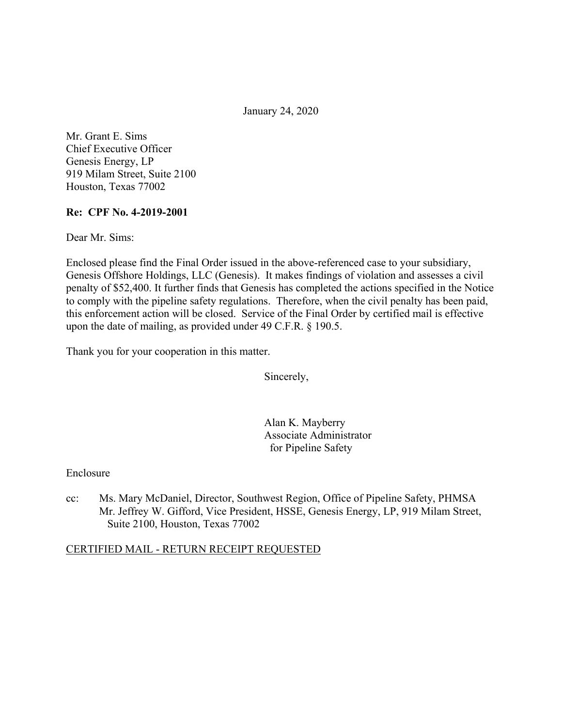January 24, 2020

Mr. Grant E. Sims
Chief Executive Officer
Genesis Energy, LP
919 Milam Street, Suite 2100
Houston, Texas 77002

**Re: CPF No. 4-2019-2001**

Dear Mr. Sims:

Enclosed please find the Final Order issued in the above-referenced case to your subsidiary, Genesis Offshore Holdings, LLC (Genesis). It makes findings of violation and assesses a civil penalty of $52,400. It further finds that Genesis has completed the actions specified in the Notice to comply with the pipeline safety regulations. Therefore, when the civil penalty has been paid, this enforcement action will be closed. Service of the Final Order by certified mail is effective upon the date of mailing, as provided under 49 C.F.R. § 190.5.

Thank you for your cooperation in this matter.

Sincerely,

Alan K. Mayberry
Associate Administrator
for Pipeline Safety

Enclosure

cc: Ms. Mary McDaniel, Director, Southwest Region, Office of Pipeline Safety, PHMSA
Mr. Jeffrey W. Gifford, Vice President, HSSE, Genesis Energy, LP, 919 Milam Street, Suite 2100, Houston, Texas 77002

CERTIFIED MAIL - RETURN RECEIPT REQUESTED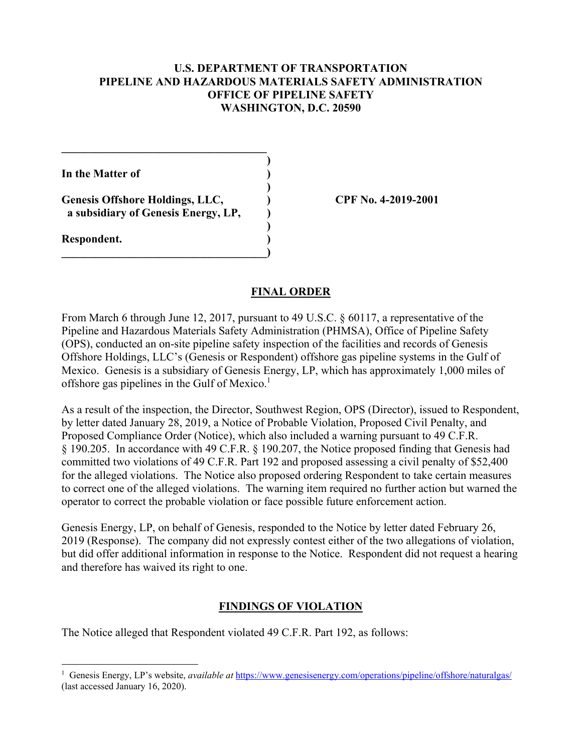**U.S. DEPARTMENT OF TRANSPORTATION**
**PIPELINE AND HAZARDOUS MATERIALS SAFETY ADMINISTRATION**
**OFFICE OF PIPELINE SAFETY**
**WASHINGTON, D.C. 20590**

| | |
|---|---|
| **In the Matter of** | |
| **Genesis Offshore Holdings, LLC, a subsidiary of Genesis Energy, LP,** | **CPF No. 4-2019-2001** |
| **Respondent.** | |

## FINAL ORDER

From March 6 through June 12, 2017, pursuant to 49 U.S.C. § 60117, a representative of the Pipeline and Hazardous Materials Safety Administration (PHMSA), Office of Pipeline Safety (OPS), conducted an on-site pipeline safety inspection of the facilities and records of Genesis Offshore Holdings, LLC's (Genesis or Respondent) offshore gas pipeline systems in the Gulf of Mexico. Genesis is a subsidiary of Genesis Energy, LP, which has approximately 1,000 miles of offshore gas pipelines in the Gulf of Mexico.[1]

As a result of the inspection, the Director, Southwest Region, OPS (Director), issued to Respondent, by letter dated January 28, 2019, a Notice of Probable Violation, Proposed Civil Penalty, and Proposed Compliance Order (Notice), which also included a warning pursuant to 49 C.F.R. § 190.205. In accordance with 49 C.F.R. § 190.207, the Notice proposed finding that Genesis had committed two violations of 49 C.F.R. Part 192 and proposed assessing a civil penalty of $52,400 for the alleged violations. The Notice also proposed ordering Respondent to take certain measures to correct one of the alleged violations. The warning item required no further action but warned the operator to correct the probable violation or face possible future enforcement action.

Genesis Energy, LP, on behalf of Genesis, responded to the Notice by letter dated February 26, 2019 (Response). The company did not expressly contest either of the two allegations of violation, but did offer additional information in response to the Notice. Respondent did not request a hearing and therefore has waived its right to one.

## FINDINGS OF VIOLATION

The Notice alleged that Respondent violated 49 C.F.R. Part 192, as follows:

---

[1] Genesis Energy, LP's website, *available at* https://www.genesisenergy.com/operations/pipeline/offshore/naturalgas/ (last accessed January 16, 2020).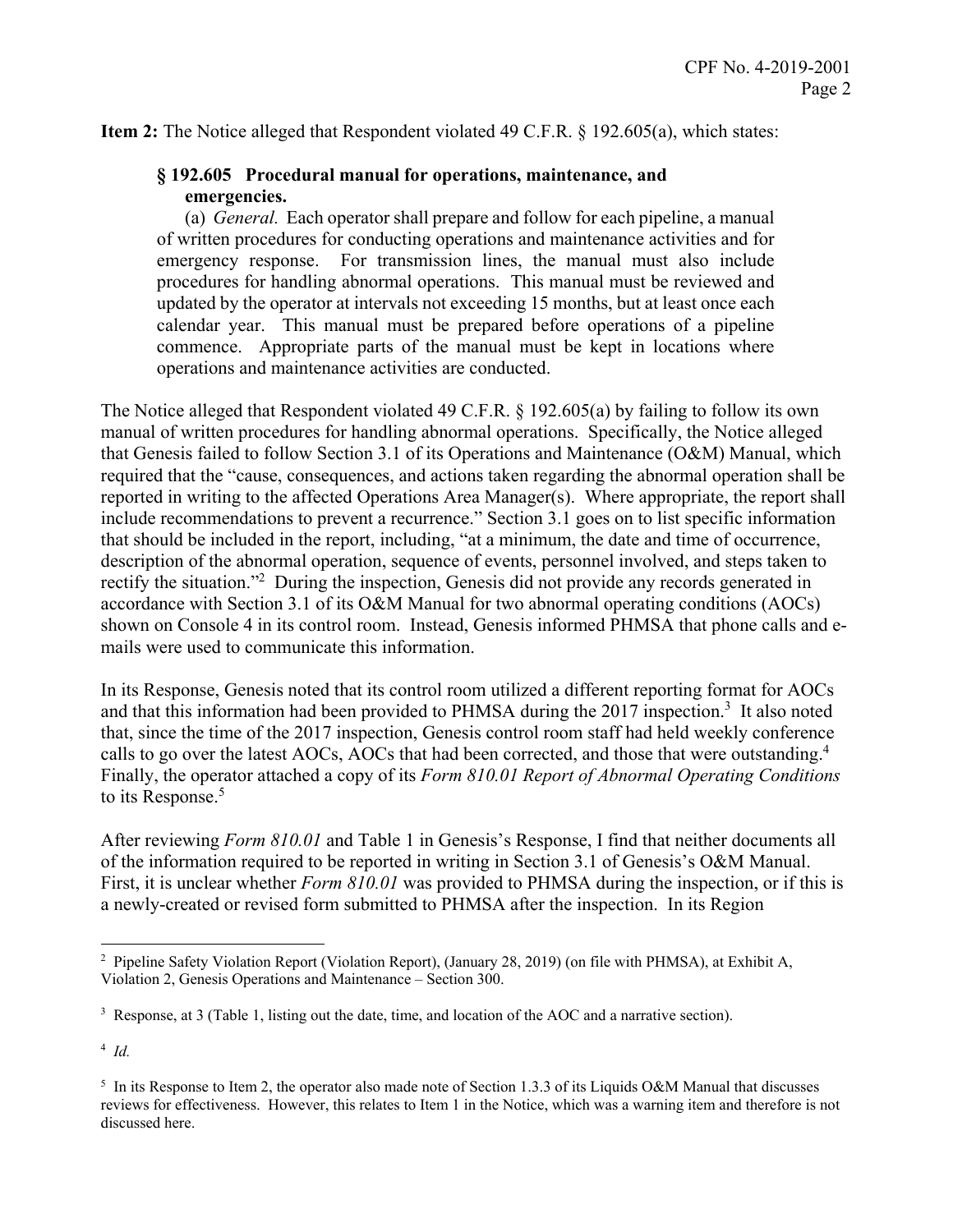**Item 2:** The Notice alleged that Respondent violated 49 C.F.R. § 192.605(a), which states:

> **§ 192.605 Procedural manual for operations, maintenance, and emergencies.**
>
> (a) *General.* Each operator shall prepare and follow for each pipeline, a manual of written procedures for conducting operations and maintenance activities and for emergency response. For transmission lines, the manual must also include procedures for handling abnormal operations. This manual must be reviewed and updated by the operator at intervals not exceeding 15 months, but at least once each calendar year. This manual must be prepared before operations of a pipeline commence. Appropriate parts of the manual must be kept in locations where operations and maintenance activities are conducted.

The Notice alleged that Respondent violated 49 C.F.R. § 192.605(a) by failing to follow its own manual of written procedures for handling abnormal operations. Specifically, the Notice alleged that Genesis failed to follow Section 3.1 of its Operations and Maintenance (O&M) Manual, which required that the "cause, consequences, and actions taken regarding the abnormal operation shall be reported in writing to the affected Operations Area Manager(s). Where appropriate, the report shall include recommendations to prevent a recurrence." Section 3.1 goes on to list specific information that should be included in the report, including, "at a minimum, the date and time of occurrence, description of the abnormal operation, sequence of events, personnel involved, and steps taken to rectify the situation."[2] During the inspection, Genesis did not provide any records generated in accordance with Section 3.1 of its O&M Manual for two abnormal operating conditions (AOCs) shown on Console 4 in its control room. Instead, Genesis informed PHMSA that phone calls and e-mails were used to communicate this information.

In its Response, Genesis noted that its control room utilized a different reporting format for AOCs and that this information had been provided to PHMSA during the 2017 inspection.[3] It also noted that, since the time of the 2017 inspection, Genesis control room staff had held weekly conference calls to go over the latest AOCs, AOCs that had been corrected, and those that were outstanding.[4] Finally, the operator attached a copy of its *Form 810.01 Report of Abnormal Operating Conditions* to its Response.[5]

After reviewing *Form 810.01* and Table 1 in Genesis's Response, I find that neither documents all of the information required to be reported in writing in Section 3.1 of Genesis's O&M Manual. First, it is unclear whether *Form 810.01* was provided to PHMSA during the inspection, or if this is a newly-created or revised form submitted to PHMSA after the inspection. In its Region

---

[2] Pipeline Safety Violation Report (Violation Report), (January 28, 2019) (on file with PHMSA), at Exhibit A, Violation 2, Genesis Operations and Maintenance – Section 300.

[3] Response, at 3 (Table 1, listing out the date, time, and location of the AOC and a narrative section).

[4] *Id.*

[5] In its Response to Item 2, the operator also made note of Section 1.3.3 of its Liquids O&M Manual that discusses reviews for effectiveness. However, this relates to Item 1 in the Notice, which was a warning item and therefore is not discussed here.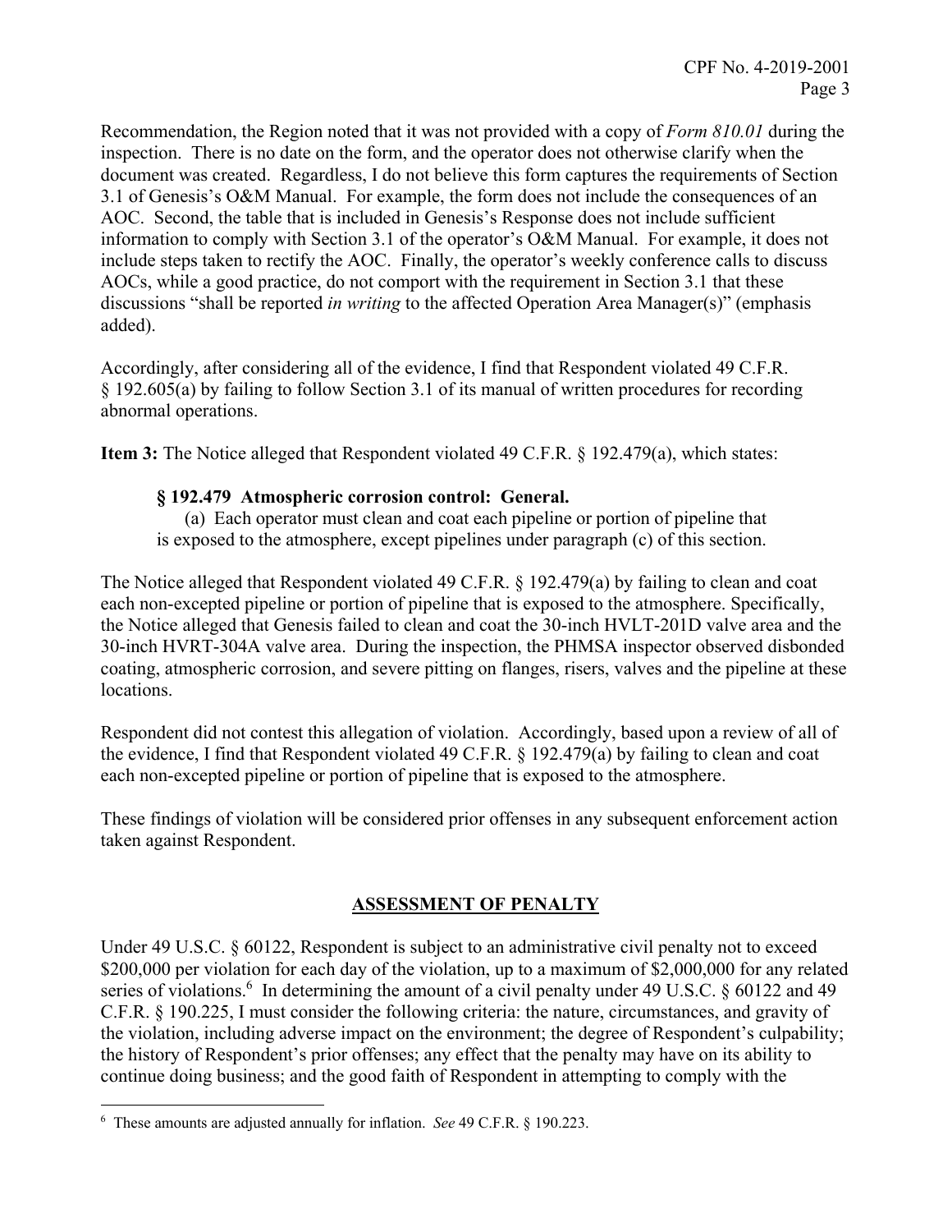Recommendation, the Region noted that it was not provided with a copy of *Form 810.01* during the inspection. There is no date on the form, and the operator does not otherwise clarify when the document was created. Regardless, I do not believe this form captures the requirements of Section 3.1 of Genesis's O&M Manual. For example, the form does not include the consequences of an AOC. Second, the table that is included in Genesis's Response does not include sufficient information to comply with Section 3.1 of the operator's O&M Manual. For example, it does not include steps taken to rectify the AOC. Finally, the operator's weekly conference calls to discuss AOCs, while a good practice, do not comport with the requirement in Section 3.1 that these discussions "shall be reported *in writing* to the affected Operation Area Manager(s)" (emphasis added).

Accordingly, after considering all of the evidence, I find that Respondent violated 49 C.F.R. § 192.605(a) by failing to follow Section 3.1 of its manual of written procedures for recording abnormal operations.

**Item 3:** The Notice alleged that Respondent violated 49 C.F.R. § 192.479(a), which states:

> **§ 192.479 Atmospheric corrosion control: General.**
>
> (a) Each operator must clean and coat each pipeline or portion of pipeline that is exposed to the atmosphere, except pipelines under paragraph (c) of this section.

The Notice alleged that Respondent violated 49 C.F.R. § 192.479(a) by failing to clean and coat each non-excepted pipeline or portion of pipeline that is exposed to the atmosphere. Specifically, the Notice alleged that Genesis failed to clean and coat the 30-inch HVLT-201D valve area and the 30-inch HVRT-304A valve area. During the inspection, the PHMSA inspector observed disbonded coating, atmospheric corrosion, and severe pitting on flanges, risers, valves and the pipeline at these locations.

Respondent did not contest this allegation of violation. Accordingly, based upon a review of all of the evidence, I find that Respondent violated 49 C.F.R. § 192.479(a) by failing to clean and coat each non-excepted pipeline or portion of pipeline that is exposed to the atmosphere.

These findings of violation will be considered prior offenses in any subsequent enforcement action taken against Respondent.

## ASSESSMENT OF PENALTY

Under 49 U.S.C. § 60122, Respondent is subject to an administrative civil penalty not to exceed $200,000 per violation for each day of the violation, up to a maximum of $2,000,000 for any related series of violations.[6] In determining the amount of a civil penalty under 49 U.S.C. § 60122 and 49 C.F.R. § 190.225, I must consider the following criteria: the nature, circumstances, and gravity of the violation, including adverse impact on the environment; the degree of Respondent's culpability; the history of Respondent's prior offenses; any effect that the penalty may have on its ability to continue doing business; and the good faith of Respondent in attempting to comply with the

---

[6] These amounts are adjusted annually for inflation. *See* 49 C.F.R. § 190.223.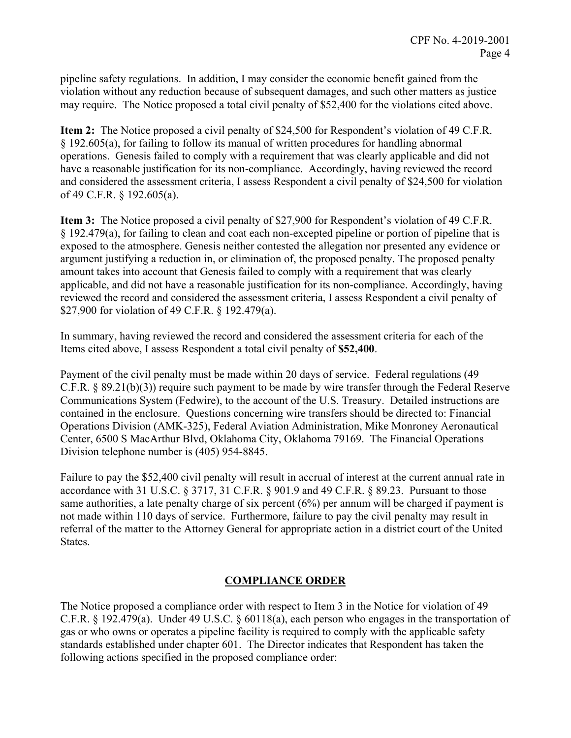pipeline safety regulations. In addition, I may consider the economic benefit gained from the violation without any reduction because of subsequent damages, and such other matters as justice may require. The Notice proposed a total civil penalty of $52,400 for the violations cited above.

**Item 2:** The Notice proposed a civil penalty of $24,500 for Respondent's violation of 49 C.F.R. § 192.605(a), for failing to follow its manual of written procedures for handling abnormal operations. Genesis failed to comply with a requirement that was clearly applicable and did not have a reasonable justification for its non-compliance. Accordingly, having reviewed the record and considered the assessment criteria, I assess Respondent a civil penalty of $24,500 for violation of 49 C.F.R. § 192.605(a).

**Item 3:** The Notice proposed a civil penalty of $27,900 for Respondent's violation of 49 C.F.R. § 192.479(a), for failing to clean and coat each non-excepted pipeline or portion of pipeline that is exposed to the atmosphere. Genesis neither contested the allegation nor presented any evidence or argument justifying a reduction in, or elimination of, the proposed penalty. The proposed penalty amount takes into account that Genesis failed to comply with a requirement that was clearly applicable, and did not have a reasonable justification for its non-compliance. Accordingly, having reviewed the record and considered the assessment criteria, I assess Respondent a civil penalty of $27,900 for violation of 49 C.F.R. § 192.479(a).

In summary, having reviewed the record and considered the assessment criteria for each of the Items cited above, I assess Respondent a total civil penalty of **$52,400**.

Payment of the civil penalty must be made within 20 days of service. Federal regulations (49 C.F.R. § 89.21(b)(3)) require such payment to be made by wire transfer through the Federal Reserve Communications System (Fedwire), to the account of the U.S. Treasury. Detailed instructions are contained in the enclosure. Questions concerning wire transfers should be directed to: Financial Operations Division (AMK-325), Federal Aviation Administration, Mike Monroney Aeronautical Center, 6500 S MacArthur Blvd, Oklahoma City, Oklahoma 79169. The Financial Operations Division telephone number is (405) 954-8845.

Failure to pay the $52,400 civil penalty will result in accrual of interest at the current annual rate in accordance with 31 U.S.C. § 3717, 31 C.F.R. § 901.9 and 49 C.F.R. § 89.23. Pursuant to those same authorities, a late penalty charge of six percent (6%) per annum will be charged if payment is not made within 110 days of service. Furthermore, failure to pay the civil penalty may result in referral of the matter to the Attorney General for appropriate action in a district court of the United States.

## COMPLIANCE ORDER

The Notice proposed a compliance order with respect to Item 3 in the Notice for violation of 49 C.F.R. § 192.479(a). Under 49 U.S.C. § 60118(a), each person who engages in the transportation of gas or who owns or operates a pipeline facility is required to comply with the applicable safety standards established under chapter 601. The Director indicates that Respondent has taken the following actions specified in the proposed compliance order: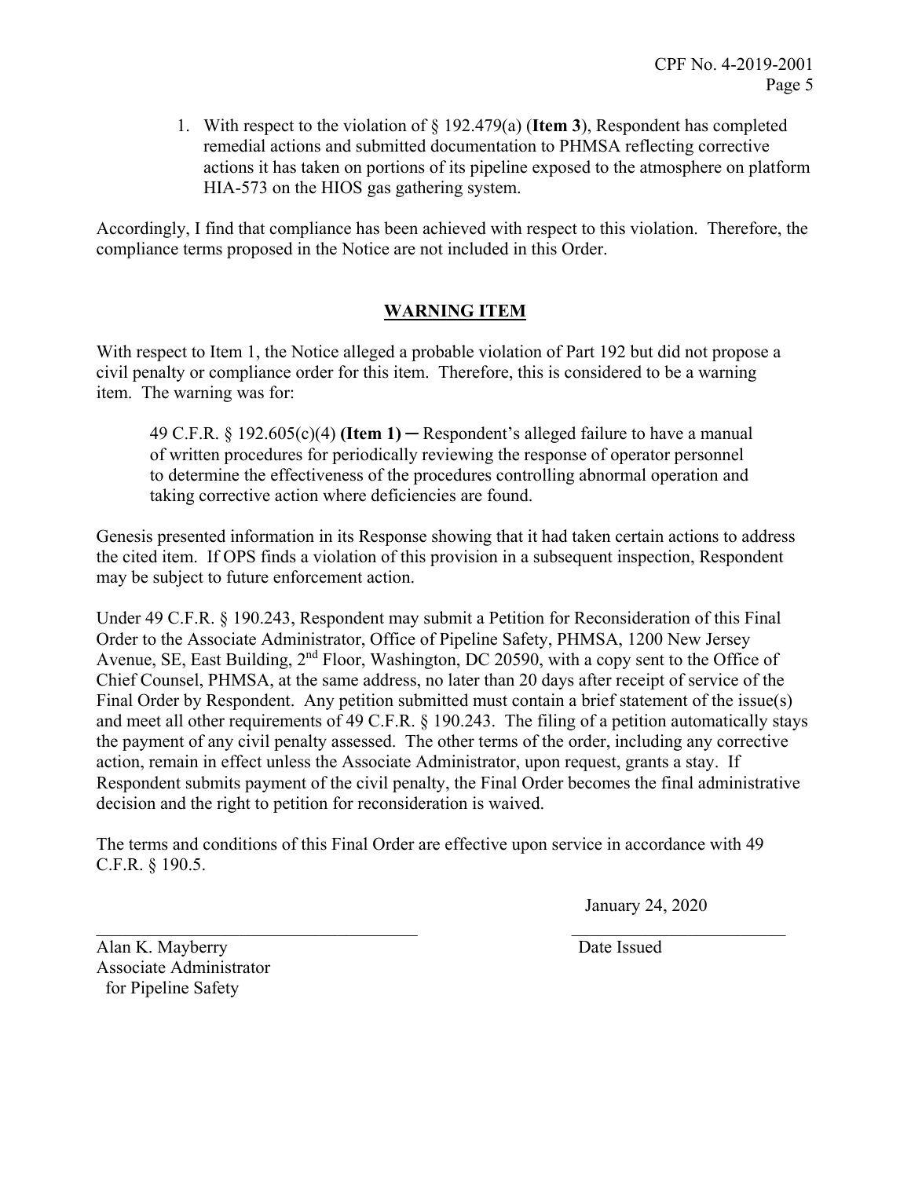1. With respect to the violation of § 192.479(a) (**Item 3**), Respondent has completed remedial actions and submitted documentation to PHMSA reflecting corrective actions it has taken on portions of its pipeline exposed to the atmosphere on platform HIA-573 on the HIOS gas gathering system.

Accordingly, I find that compliance has been achieved with respect to this violation. Therefore, the compliance terms proposed in the Notice are not included in this Order.

## WARNING ITEM

With respect to Item 1, the Notice alleged a probable violation of Part 192 but did not propose a civil penalty or compliance order for this item. Therefore, this is considered to be a warning item. The warning was for:

> 49 C.F.R. § 192.605(c)(4) **(Item 1)** ─ Respondent's alleged failure to have a manual of written procedures for periodically reviewing the response of operator personnel to determine the effectiveness of the procedures controlling abnormal operation and taking corrective action where deficiencies are found.

Genesis presented information in its Response showing that it had taken certain actions to address the cited item. If OPS finds a violation of this provision in a subsequent inspection, Respondent may be subject to future enforcement action.

Under 49 C.F.R. § 190.243, Respondent may submit a Petition for Reconsideration of this Final Order to the Associate Administrator, Office of Pipeline Safety, PHMSA, 1200 New Jersey Avenue, SE, East Building, 2nd Floor, Washington, DC 20590, with a copy sent to the Office of Chief Counsel, PHMSA, at the same address, no later than 20 days after receipt of service of the Final Order by Respondent. Any petition submitted must contain a brief statement of the issue(s) and meet all other requirements of 49 C.F.R. § 190.243. The filing of a petition automatically stays the payment of any civil penalty assessed. The other terms of the order, including any corrective action, remain in effect unless the Associate Administrator, upon request, grants a stay. If Respondent submits payment of the civil penalty, the Final Order becomes the final administrative decision and the right to petition for reconsideration is waived.

The terms and conditions of this Final Order are effective upon service in accordance with 49 C.F.R. § 190.5.

January 24, 2020

_________________________________ &nbsp;&nbsp;&nbsp;&nbsp; _________________________

Alan K. Mayberry
Associate Administrator
for Pipeline Safety

Date Issued